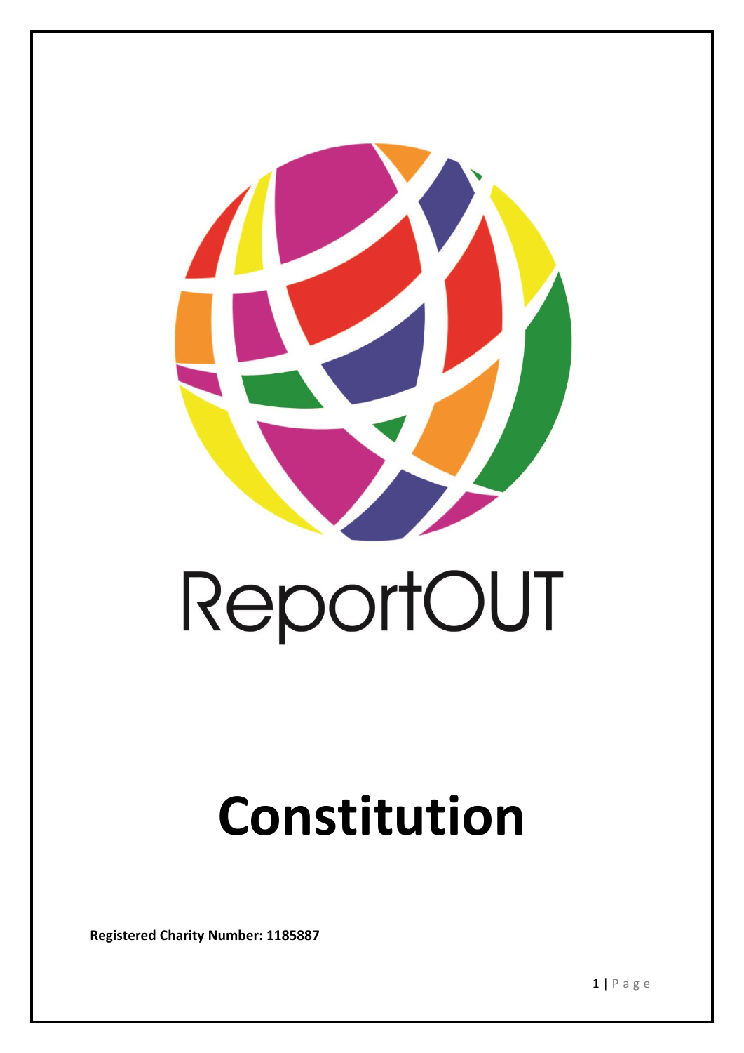ReportOUT

# Constitution

**Registered Charity Number: 1185887**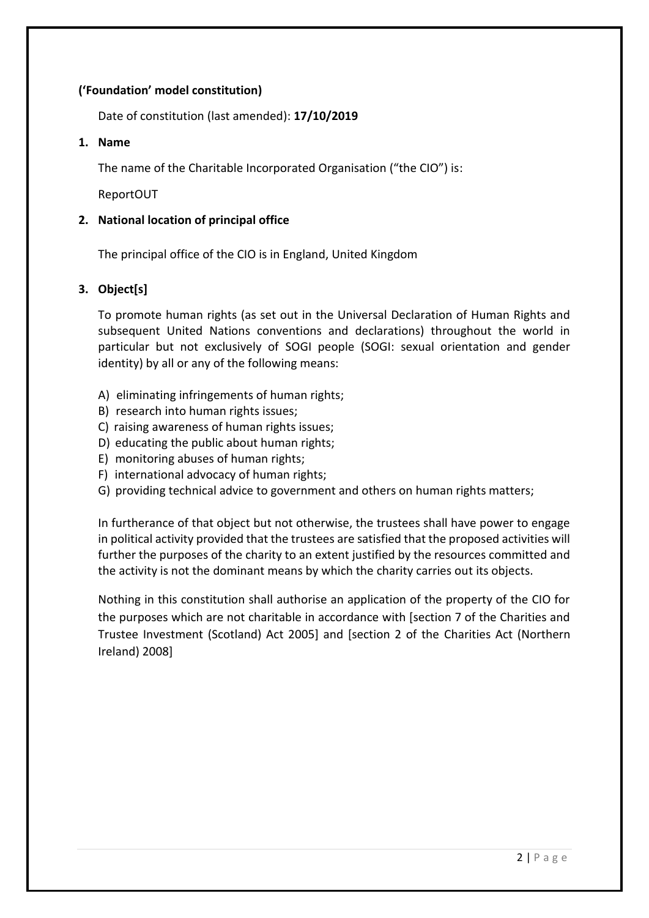**('Foundation' model constitution)**

Date of constitution (last amended): **17/10/2019**

## 1. Name

The name of the Charitable Incorporated Organisation ("the CIO") is:

ReportOUT

## 2. National location of principal office

The principal office of the CIO is in England, United Kingdom

## 3. Object[s]

To promote human rights (as set out in the Universal Declaration of Human Rights and subsequent United Nations conventions and declarations) throughout the world in particular but not exclusively of SOGI people (SOGI: sexual orientation and gender identity) by all or any of the following means:

A) eliminating infringements of human rights;
B) research into human rights issues;
C) raising awareness of human rights issues;
D) educating the public about human rights;
E) monitoring abuses of human rights;
F) international advocacy of human rights;
G) providing technical advice to government and others on human rights matters;

In furtherance of that object but not otherwise, the trustees shall have power to engage in political activity provided that the trustees are satisfied that the proposed activities will further the purposes of the charity to an extent justified by the resources committed and the activity is not the dominant means by which the charity carries out its objects.

Nothing in this constitution shall authorise an application of the property of the CIO for the purposes which are not charitable in accordance with [section 7 of the Charities and Trustee Investment (Scotland) Act 2005] and [section 2 of the Charities Act (Northern Ireland) 2008]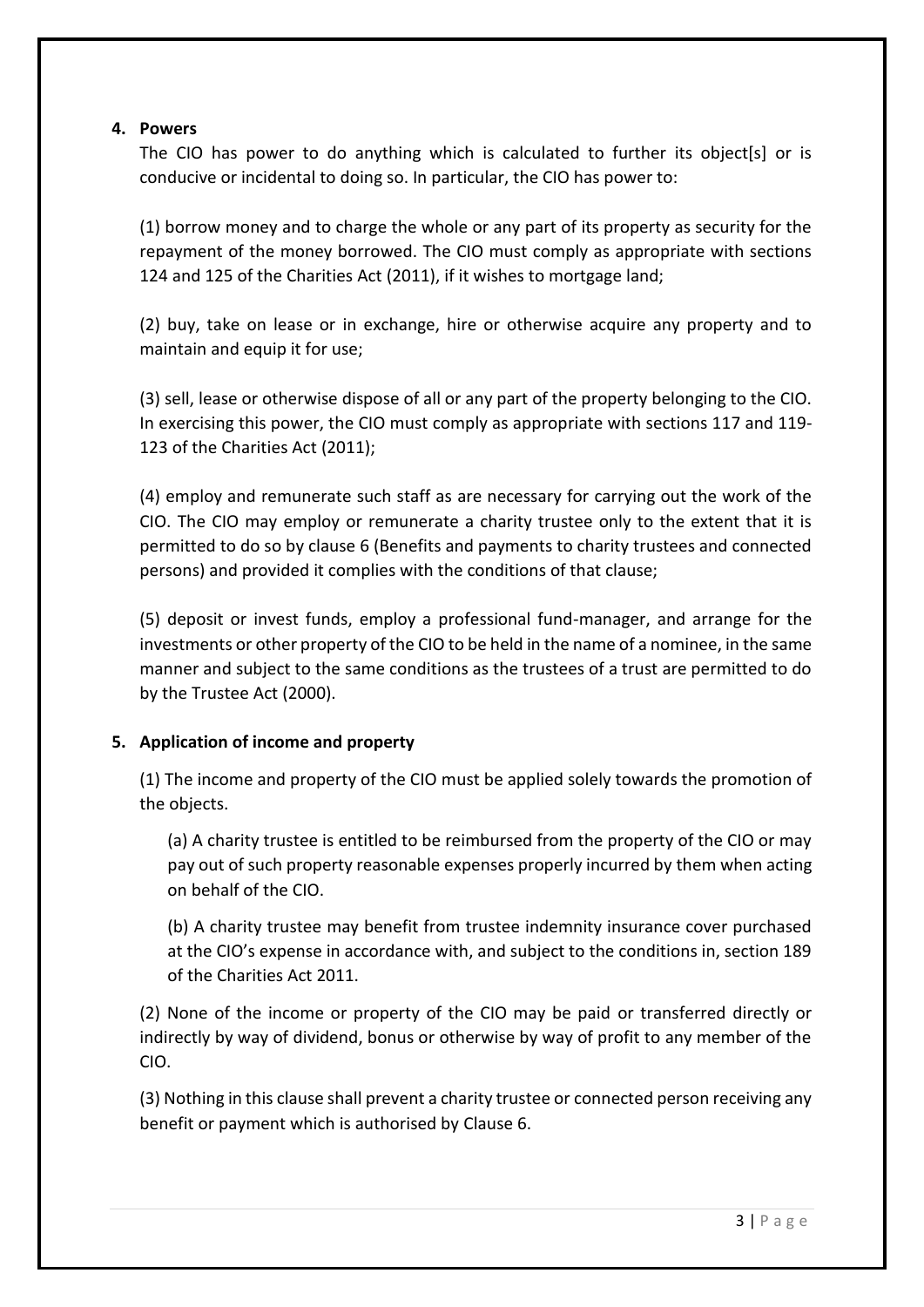## 4. Powers

The CIO has power to do anything which is calculated to further its object[s] or is conducive or incidental to doing so. In particular, the CIO has power to:

(1) borrow money and to charge the whole or any part of its property as security for the repayment of the money borrowed. The CIO must comply as appropriate with sections 124 and 125 of the Charities Act (2011), if it wishes to mortgage land;

(2) buy, take on lease or in exchange, hire or otherwise acquire any property and to maintain and equip it for use;

(3) sell, lease or otherwise dispose of all or any part of the property belonging to the CIO. In exercising this power, the CIO must comply as appropriate with sections 117 and 119-123 of the Charities Act (2011);

(4) employ and remunerate such staff as are necessary for carrying out the work of the CIO. The CIO may employ or remunerate a charity trustee only to the extent that it is permitted to do so by clause 6 (Benefits and payments to charity trustees and connected persons) and provided it complies with the conditions of that clause;

(5) deposit or invest funds, employ a professional fund-manager, and arrange for the investments or other property of the CIO to be held in the name of a nominee, in the same manner and subject to the same conditions as the trustees of a trust are permitted to do by the Trustee Act (2000).

## 5. Application of income and property

(1) The income and property of the CIO must be applied solely towards the promotion of the objects.

> (a) A charity trustee is entitled to be reimbursed from the property of the CIO or may pay out of such property reasonable expenses properly incurred by them when acting on behalf of the CIO.
>
> (b) A charity trustee may benefit from trustee indemnity insurance cover purchased at the CIO's expense in accordance with, and subject to the conditions in, section 189 of the Charities Act 2011.

(2) None of the income or property of the CIO may be paid or transferred directly or indirectly by way of dividend, bonus or otherwise by way of profit to any member of the CIO.

(3) Nothing in this clause shall prevent a charity trustee or connected person receiving any benefit or payment which is authorised by Clause 6.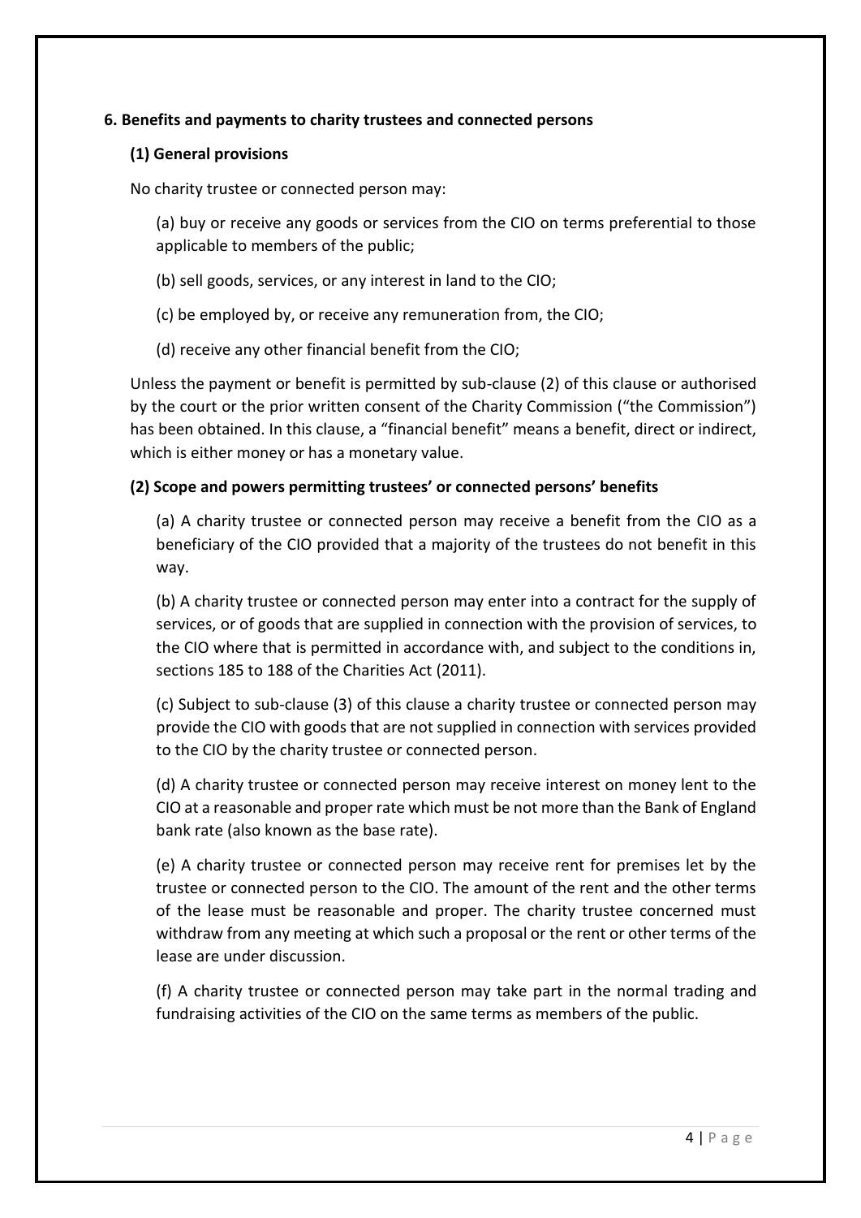**6. Benefits and payments to charity trustees and connected persons**

**(1) General provisions**

No charity trustee or connected person may:

(a) buy or receive any goods or services from the CIO on terms preferential to those applicable to members of the public;

(b) sell goods, services, or any interest in land to the CIO;

(c) be employed by, or receive any remuneration from, the CIO;

(d) receive any other financial benefit from the CIO;

Unless the payment or benefit is permitted by sub-clause (2) of this clause or authorised by the court or the prior written consent of the Charity Commission ("the Commission") has been obtained. In this clause, a "financial benefit" means a benefit, direct or indirect, which is either money or has a monetary value.

**(2) Scope and powers permitting trustees' or connected persons' benefits**

(a) A charity trustee or connected person may receive a benefit from the CIO as a beneficiary of the CIO provided that a majority of the trustees do not benefit in this way.

(b) A charity trustee or connected person may enter into a contract for the supply of services, or of goods that are supplied in connection with the provision of services, to the CIO where that is permitted in accordance with, and subject to the conditions in, sections 185 to 188 of the Charities Act (2011).

(c) Subject to sub-clause (3) of this clause a charity trustee or connected person may provide the CIO with goods that are not supplied in connection with services provided to the CIO by the charity trustee or connected person.

(d) A charity trustee or connected person may receive interest on money lent to the CIO at a reasonable and proper rate which must be not more than the Bank of England bank rate (also known as the base rate).

(e) A charity trustee or connected person may receive rent for premises let by the trustee or connected person to the CIO. The amount of the rent and the other terms of the lease must be reasonable and proper. The charity trustee concerned must withdraw from any meeting at which such a proposal or the rent or other terms of the lease are under discussion.

(f) A charity trustee or connected person may take part in the normal trading and fundraising activities of the CIO on the same terms as members of the public.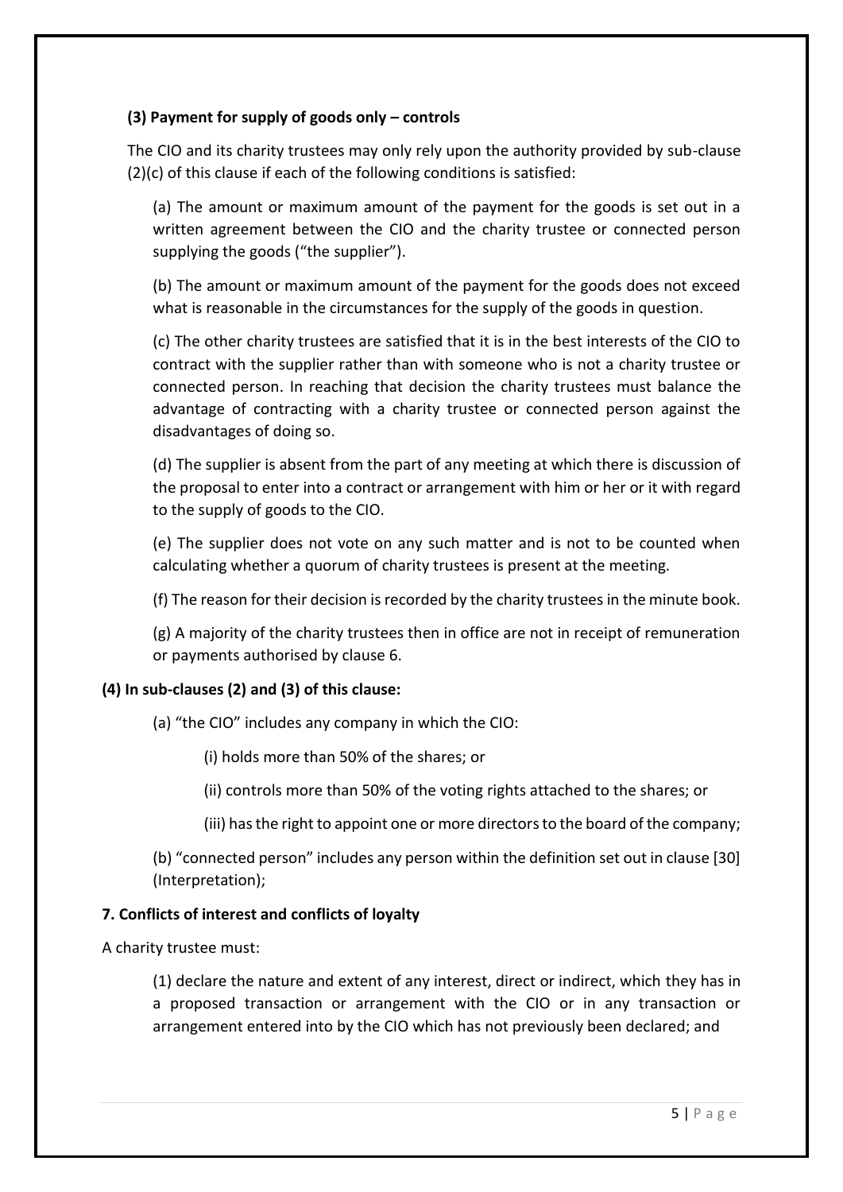**(3) Payment for supply of goods only – controls**

The CIO and its charity trustees may only rely upon the authority provided by sub-clause (2)(c) of this clause if each of the following conditions is satisfied:

(a) The amount or maximum amount of the payment for the goods is set out in a written agreement between the CIO and the charity trustee or connected person supplying the goods ("the supplier").

(b) The amount or maximum amount of the payment for the goods does not exceed what is reasonable in the circumstances for the supply of the goods in question.

(c) The other charity trustees are satisfied that it is in the best interests of the CIO to contract with the supplier rather than with someone who is not a charity trustee or connected person. In reaching that decision the charity trustees must balance the advantage of contracting with a charity trustee or connected person against the disadvantages of doing so.

(d) The supplier is absent from the part of any meeting at which there is discussion of the proposal to enter into a contract or arrangement with him or her or it with regard to the supply of goods to the CIO.

(e) The supplier does not vote on any such matter and is not to be counted when calculating whether a quorum of charity trustees is present at the meeting.

(f) The reason for their decision is recorded by the charity trustees in the minute book.

(g) A majority of the charity trustees then in office are not in receipt of remuneration or payments authorised by clause 6.

**(4) In sub-clauses (2) and (3) of this clause:**

(a) "the CIO" includes any company in which the CIO:

(i) holds more than 50% of the shares; or

(ii) controls more than 50% of the voting rights attached to the shares; or

(iii) has the right to appoint one or more directors to the board of the company;

(b) "connected person" includes any person within the definition set out in clause [30] (Interpretation);

**7. Conflicts of interest and conflicts of loyalty**

A charity trustee must:

(1) declare the nature and extent of any interest, direct or indirect, which they has in a proposed transaction or arrangement with the CIO or in any transaction or arrangement entered into by the CIO which has not previously been declared; and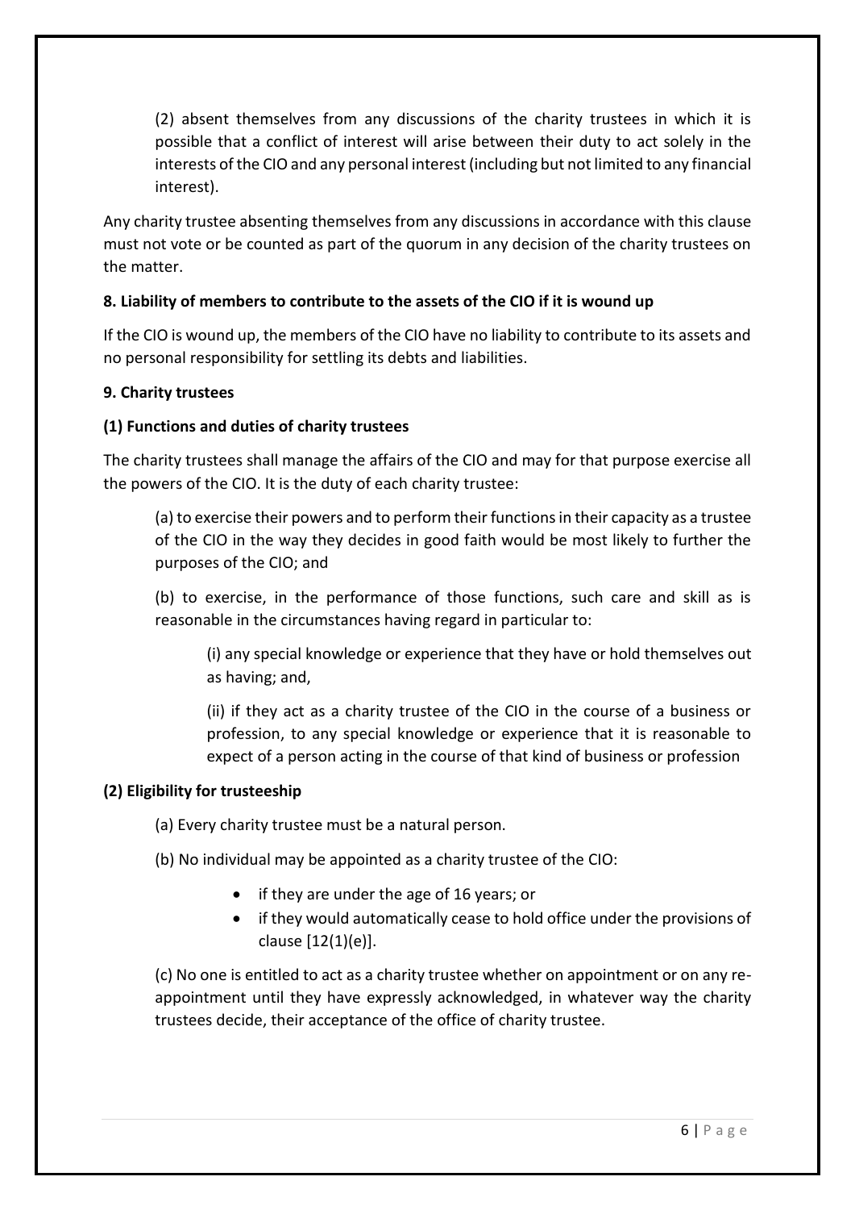(2) absent themselves from any discussions of the charity trustees in which it is possible that a conflict of interest will arise between their duty to act solely in the interests of the CIO and any personal interest (including but not limited to any financial interest).

Any charity trustee absenting themselves from any discussions in accordance with this clause must not vote or be counted as part of the quorum in any decision of the charity trustees on the matter.

**8. Liability of members to contribute to the assets of the CIO if it is wound up**

If the CIO is wound up, the members of the CIO have no liability to contribute to its assets and no personal responsibility for settling its debts and liabilities.

**9. Charity trustees**

**(1) Functions and duties of charity trustees**

The charity trustees shall manage the affairs of the CIO and may for that purpose exercise all the powers of the CIO. It is the duty of each charity trustee:

(a) to exercise their powers and to perform their functions in their capacity as a trustee of the CIO in the way they decides in good faith would be most likely to further the purposes of the CIO; and

(b) to exercise, in the performance of those functions, such care and skill as is reasonable in the circumstances having regard in particular to:

(i) any special knowledge or experience that they have or hold themselves out as having; and,

(ii) if they act as a charity trustee of the CIO in the course of a business or profession, to any special knowledge or experience that it is reasonable to expect of a person acting in the course of that kind of business or profession

**(2) Eligibility for trusteeship**

(a) Every charity trustee must be a natural person.

(b) No individual may be appointed as a charity trustee of the CIO:

- if they are under the age of 16 years; or
- if they would automatically cease to hold office under the provisions of clause [12(1)(e)].

(c) No one is entitled to act as a charity trustee whether on appointment or on any re-appointment until they have expressly acknowledged, in whatever way the charity trustees decide, their acceptance of the office of charity trustee.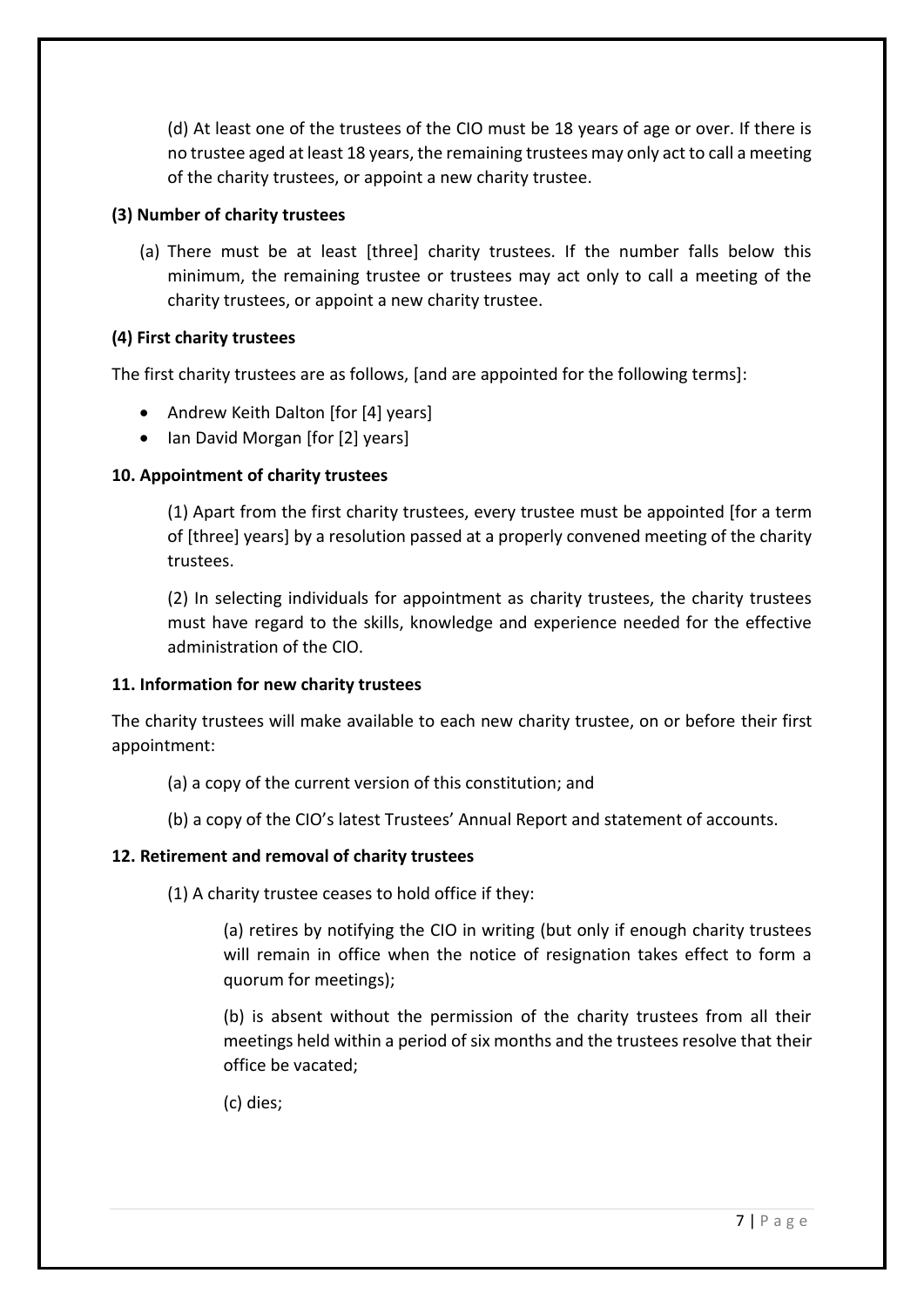(d) At least one of the trustees of the CIO must be 18 years of age or over. If there is no trustee aged at least 18 years, the remaining trustees may only act to call a meeting of the charity trustees, or appoint a new charity trustee.

**(3) Number of charity trustees**

(a) There must be at least [three] charity trustees. If the number falls below this minimum, the remaining trustee or trustees may act only to call a meeting of the charity trustees, or appoint a new charity trustee.

**(4) First charity trustees**

The first charity trustees are as follows, [and are appointed for the following terms]:

- Andrew Keith Dalton [for [4] years]
- Ian David Morgan [for [2] years]

**10. Appointment of charity trustees**

(1) Apart from the first charity trustees, every trustee must be appointed [for a term of [three] years] by a resolution passed at a properly convened meeting of the charity trustees.

(2) In selecting individuals for appointment as charity trustees, the charity trustees must have regard to the skills, knowledge and experience needed for the effective administration of the CIO.

**11. Information for new charity trustees**

The charity trustees will make available to each new charity trustee, on or before their first appointment:

(a) a copy of the current version of this constitution; and

(b) a copy of the CIO's latest Trustees' Annual Report and statement of accounts.

**12. Retirement and removal of charity trustees**

(1) A charity trustee ceases to hold office if they:

(a) retires by notifying the CIO in writing (but only if enough charity trustees will remain in office when the notice of resignation takes effect to form a quorum for meetings);

(b) is absent without the permission of the charity trustees from all their meetings held within a period of six months and the trustees resolve that their office be vacated;

(c) dies;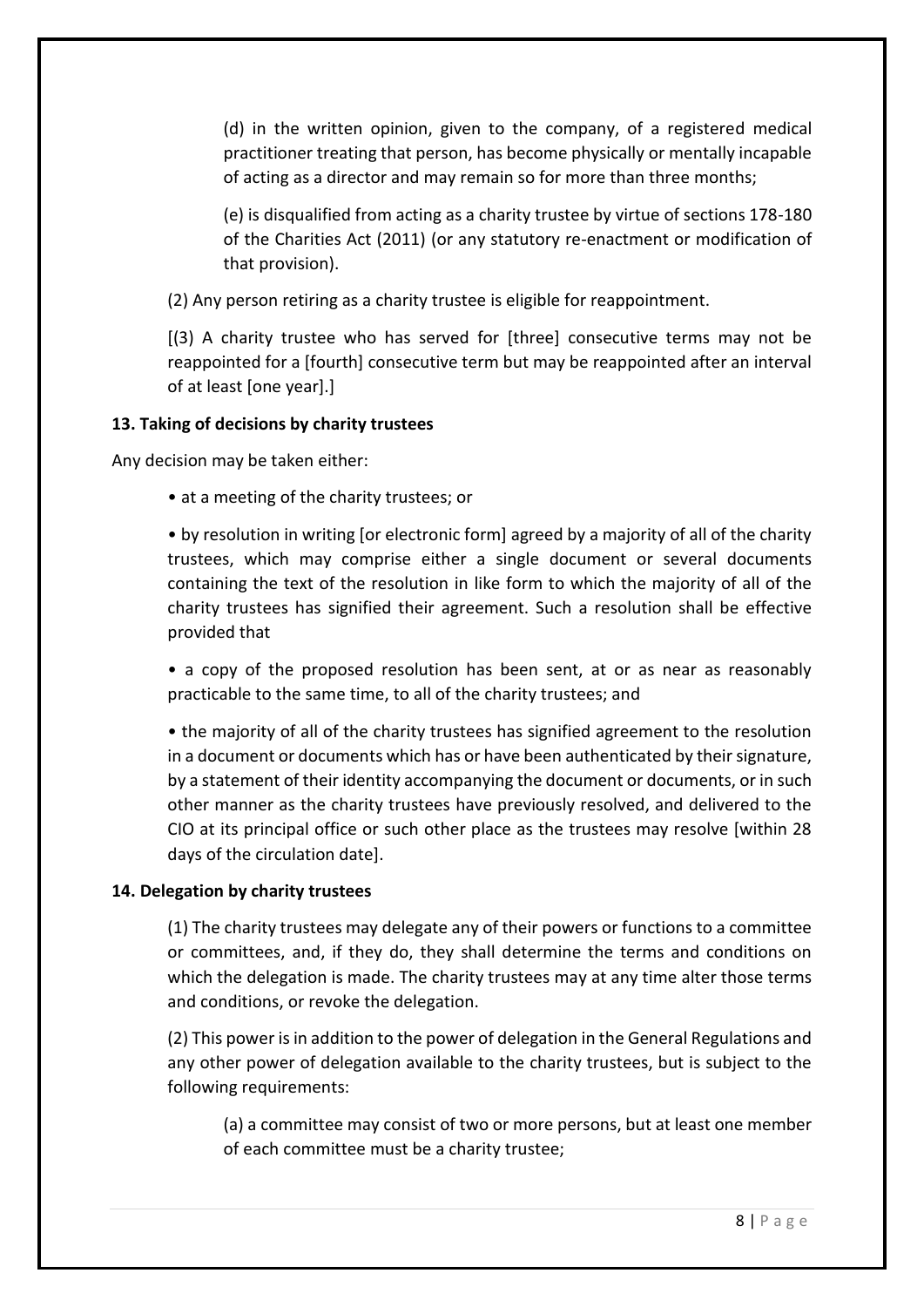(d) in the written opinion, given to the company, of a registered medical practitioner treating that person, has become physically or mentally incapable of acting as a director and may remain so for more than three months;

(e) is disqualified from acting as a charity trustee by virtue of sections 178-180 of the Charities Act (2011) (or any statutory re-enactment or modification of that provision).

(2) Any person retiring as a charity trustee is eligible for reappointment.

[(3) A charity trustee who has served for [three] consecutive terms may not be reappointed for a [fourth] consecutive term but may be reappointed after an interval of at least [one year].]

**13. Taking of decisions by charity trustees**

Any decision may be taken either:

- at a meeting of the charity trustees; or
- by resolution in writing [or electronic form] agreed by a majority of all of the charity trustees, which may comprise either a single document or several documents containing the text of the resolution in like form to which the majority of all of the charity trustees has signified their agreement. Such a resolution shall be effective provided that
- a copy of the proposed resolution has been sent, at or as near as reasonably practicable to the same time, to all of the charity trustees; and
- the majority of all of the charity trustees has signified agreement to the resolution in a document or documents which has or have been authenticated by their signature, by a statement of their identity accompanying the document or documents, or in such other manner as the charity trustees have previously resolved, and delivered to the CIO at its principal office or such other place as the trustees may resolve [within 28 days of the circulation date].

**14. Delegation by charity trustees**

(1) The charity trustees may delegate any of their powers or functions to a committee or committees, and, if they do, they shall determine the terms and conditions on which the delegation is made. The charity trustees may at any time alter those terms and conditions, or revoke the delegation.

(2) This power is in addition to the power of delegation in the General Regulations and any other power of delegation available to the charity trustees, but is subject to the following requirements:

(a) a committee may consist of two or more persons, but at least one member of each committee must be a charity trustee;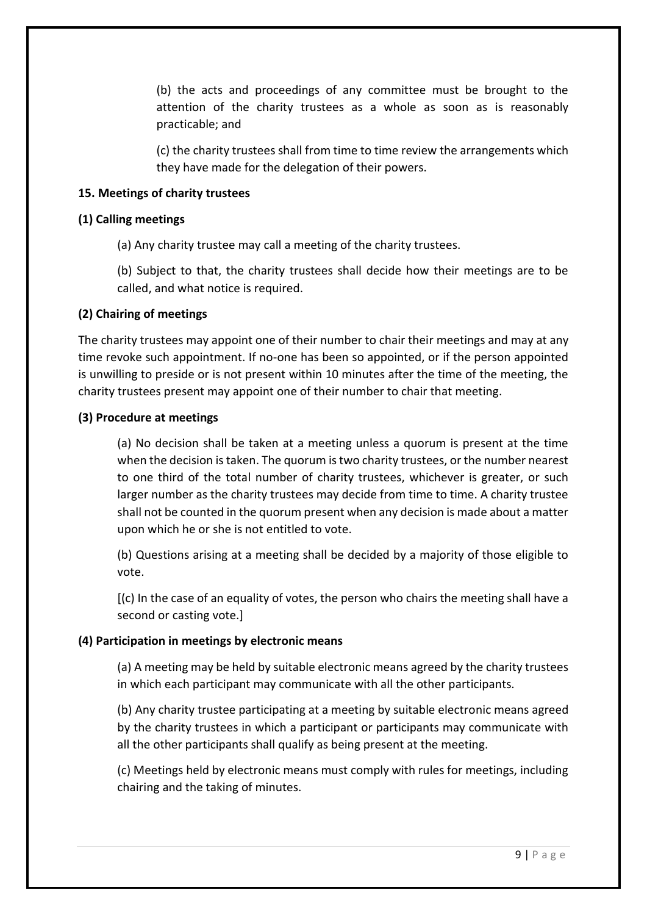(b) the acts and proceedings of any committee must be brought to the attention of the charity trustees as a whole as soon as is reasonably practicable; and

(c) the charity trustees shall from time to time review the arrangements which they have made for the delegation of their powers.

**15. Meetings of charity trustees**

**(1) Calling meetings**

(a) Any charity trustee may call a meeting of the charity trustees.

(b) Subject to that, the charity trustees shall decide how their meetings are to be called, and what notice is required.

**(2) Chairing of meetings**

The charity trustees may appoint one of their number to chair their meetings and may at any time revoke such appointment. If no-one has been so appointed, or if the person appointed is unwilling to preside or is not present within 10 minutes after the time of the meeting, the charity trustees present may appoint one of their number to chair that meeting.

**(3) Procedure at meetings**

(a) No decision shall be taken at a meeting unless a quorum is present at the time when the decision is taken. The quorum is two charity trustees, or the number nearest to one third of the total number of charity trustees, whichever is greater, or such larger number as the charity trustees may decide from time to time. A charity trustee shall not be counted in the quorum present when any decision is made about a matter upon which he or she is not entitled to vote.

(b) Questions arising at a meeting shall be decided by a majority of those eligible to vote.

[(c) In the case of an equality of votes, the person who chairs the meeting shall have a second or casting vote.]

**(4) Participation in meetings by electronic means**

(a) A meeting may be held by suitable electronic means agreed by the charity trustees in which each participant may communicate with all the other participants.

(b) Any charity trustee participating at a meeting by suitable electronic means agreed by the charity trustees in which a participant or participants may communicate with all the other participants shall qualify as being present at the meeting.

(c) Meetings held by electronic means must comply with rules for meetings, including chairing and the taking of minutes.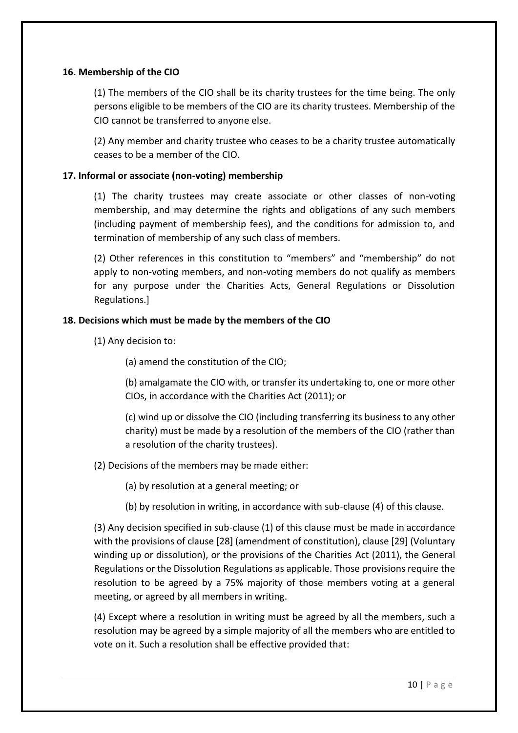**16. Membership of the CIO**

(1) The members of the CIO shall be its charity trustees for the time being. The only persons eligible to be members of the CIO are its charity trustees. Membership of the CIO cannot be transferred to anyone else.

(2) Any member and charity trustee who ceases to be a charity trustee automatically ceases to be a member of the CIO.

**17. Informal or associate (non-voting) membership**

(1) The charity trustees may create associate or other classes of non-voting membership, and may determine the rights and obligations of any such members (including payment of membership fees), and the conditions for admission to, and termination of membership of any such class of members.

(2) Other references in this constitution to "members" and "membership" do not apply to non-voting members, and non-voting members do not qualify as members for any purpose under the Charities Acts, General Regulations or Dissolution Regulations.]

**18. Decisions which must be made by the members of the CIO**

(1) Any decision to:

(a) amend the constitution of the CIO;

(b) amalgamate the CIO with, or transfer its undertaking to, one or more other CIOs, in accordance with the Charities Act (2011); or

(c) wind up or dissolve the CIO (including transferring its business to any other charity) must be made by a resolution of the members of the CIO (rather than a resolution of the charity trustees).

(2) Decisions of the members may be made either:

(a) by resolution at a general meeting; or

(b) by resolution in writing, in accordance with sub-clause (4) of this clause.

(3) Any decision specified in sub-clause (1) of this clause must be made in accordance with the provisions of clause [28] (amendment of constitution), clause [29] (Voluntary winding up or dissolution), or the provisions of the Charities Act (2011), the General Regulations or the Dissolution Regulations as applicable. Those provisions require the resolution to be agreed by a 75% majority of those members voting at a general meeting, or agreed by all members in writing.

(4) Except where a resolution in writing must be agreed by all the members, such a resolution may be agreed by a simple majority of all the members who are entitled to vote on it. Such a resolution shall be effective provided that: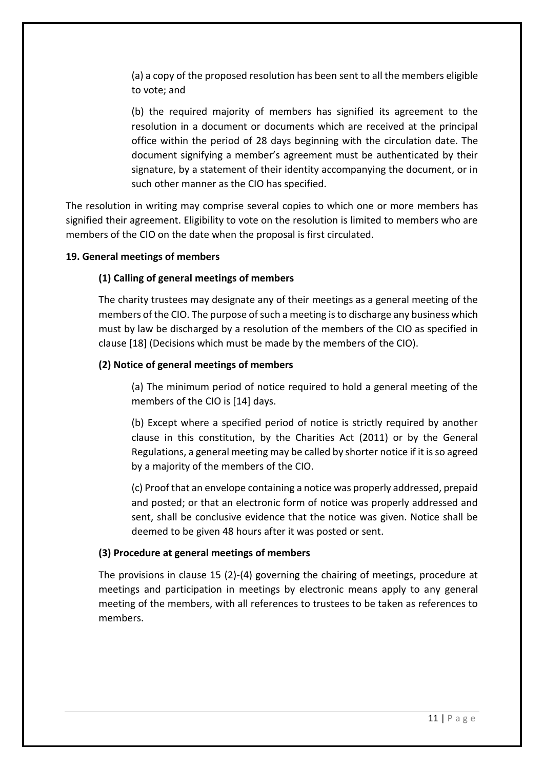(a) a copy of the proposed resolution has been sent to all the members eligible to vote; and

(b) the required majority of members has signified its agreement to the resolution in a document or documents which are received at the principal office within the period of 28 days beginning with the circulation date. The document signifying a member's agreement must be authenticated by their signature, by a statement of their identity accompanying the document, or in such other manner as the CIO has specified.

The resolution in writing may comprise several copies to which one or more members has signified their agreement. Eligibility to vote on the resolution is limited to members who are members of the CIO on the date when the proposal is first circulated.

**19. General meetings of members**

**(1) Calling of general meetings of members**

The charity trustees may designate any of their meetings as a general meeting of the members of the CIO. The purpose of such a meeting is to discharge any business which must by law be discharged by a resolution of the members of the CIO as specified in clause [18] (Decisions which must be made by the members of the CIO).

**(2) Notice of general meetings of members**

(a) The minimum period of notice required to hold a general meeting of the members of the CIO is [14] days.

(b) Except where a specified period of notice is strictly required by another clause in this constitution, by the Charities Act (2011) or by the General Regulations, a general meeting may be called by shorter notice if it is so agreed by a majority of the members of the CIO.

(c) Proof that an envelope containing a notice was properly addressed, prepaid and posted; or that an electronic form of notice was properly addressed and sent, shall be conclusive evidence that the notice was given. Notice shall be deemed to be given 48 hours after it was posted or sent.

**(3) Procedure at general meetings of members**

The provisions in clause 15 (2)-(4) governing the chairing of meetings, procedure at meetings and participation in meetings by electronic means apply to any general meeting of the members, with all references to trustees to be taken as references to members.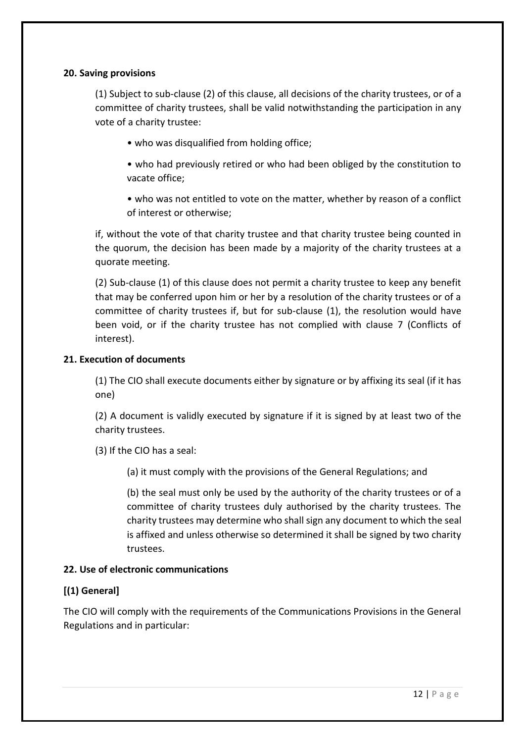**20. Saving provisions**

(1) Subject to sub-clause (2) of this clause, all decisions of the charity trustees, or of a committee of charity trustees, shall be valid notwithstanding the participation in any vote of a charity trustee:

- who was disqualified from holding office;
- who had previously retired or who had been obliged by the constitution to vacate office;
- who was not entitled to vote on the matter, whether by reason of a conflict of interest or otherwise;

if, without the vote of that charity trustee and that charity trustee being counted in the quorum, the decision has been made by a majority of the charity trustees at a quorate meeting.

(2) Sub-clause (1) of this clause does not permit a charity trustee to keep any benefit that may be conferred upon him or her by a resolution of the charity trustees or of a committee of charity trustees if, but for sub-clause (1), the resolution would have been void, or if the charity trustee has not complied with clause 7 (Conflicts of interest).

**21. Execution of documents**

(1) The CIO shall execute documents either by signature or by affixing its seal (if it has one)

(2) A document is validly executed by signature if it is signed by at least two of the charity trustees.

(3) If the CIO has a seal:

(a) it must comply with the provisions of the General Regulations; and

(b) the seal must only be used by the authority of the charity trustees or of a committee of charity trustees duly authorised by the charity trustees. The charity trustees may determine who shall sign any document to which the seal is affixed and unless otherwise so determined it shall be signed by two charity trustees.

**22. Use of electronic communications**

**[(1) General]**

The CIO will comply with the requirements of the Communications Provisions in the General Regulations and in particular: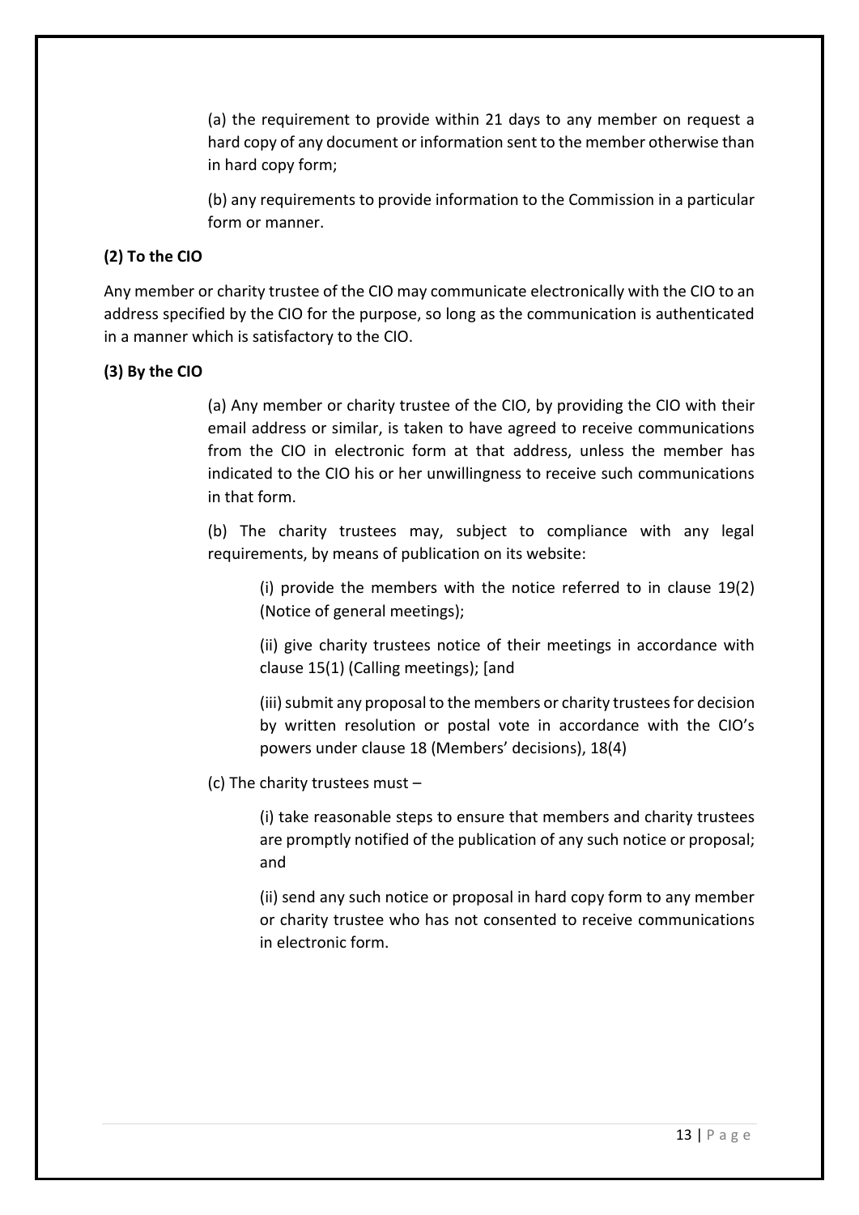(a) the requirement to provide within 21 days to any member on request a hard copy of any document or information sent to the member otherwise than in hard copy form;

(b) any requirements to provide information to the Commission in a particular form or manner.

**(2) To the CIO**

Any member or charity trustee of the CIO may communicate electronically with the CIO to an address specified by the CIO for the purpose, so long as the communication is authenticated in a manner which is satisfactory to the CIO.

**(3) By the CIO**

(a) Any member or charity trustee of the CIO, by providing the CIO with their email address or similar, is taken to have agreed to receive communications from the CIO in electronic form at that address, unless the member has indicated to the CIO his or her unwillingness to receive such communications in that form.

(b) The charity trustees may, subject to compliance with any legal requirements, by means of publication on its website:

(i) provide the members with the notice referred to in clause 19(2) (Notice of general meetings);

(ii) give charity trustees notice of their meetings in accordance with clause 15(1) (Calling meetings); [and

(iii) submit any proposal to the members or charity trustees for decision by written resolution or postal vote in accordance with the CIO's powers under clause 18 (Members' decisions), 18(4)

(c) The charity trustees must –

(i) take reasonable steps to ensure that members and charity trustees are promptly notified of the publication of any such notice or proposal; and

(ii) send any such notice or proposal in hard copy form to any member or charity trustee who has not consented to receive communications in electronic form.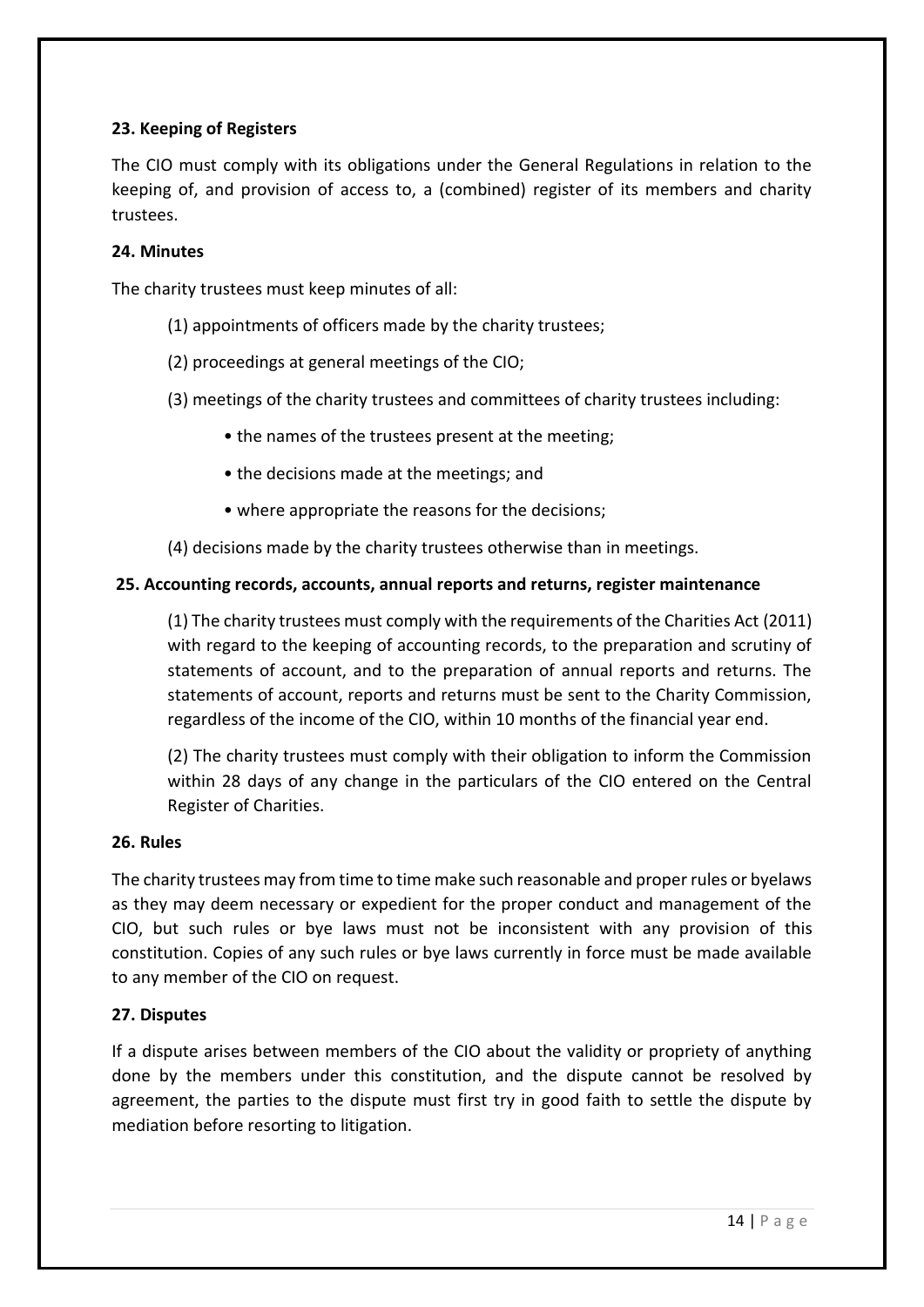**23. Keeping of Registers**

The CIO must comply with its obligations under the General Regulations in relation to the keeping of, and provision of access to, a (combined) register of its members and charity trustees.

**24. Minutes**

The charity trustees must keep minutes of all:

(1) appointments of officers made by the charity trustees;

(2) proceedings at general meetings of the CIO;

(3) meetings of the charity trustees and committees of charity trustees including:

- the names of the trustees present at the meeting;
- the decisions made at the meetings; and
- where appropriate the reasons for the decisions;

(4) decisions made by the charity trustees otherwise than in meetings.

**25. Accounting records, accounts, annual reports and returns, register maintenance**

(1) The charity trustees must comply with the requirements of the Charities Act (2011) with regard to the keeping of accounting records, to the preparation and scrutiny of statements of account, and to the preparation of annual reports and returns. The statements of account, reports and returns must be sent to the Charity Commission, regardless of the income of the CIO, within 10 months of the financial year end.

(2) The charity trustees must comply with their obligation to inform the Commission within 28 days of any change in the particulars of the CIO entered on the Central Register of Charities.

**26. Rules**

The charity trustees may from time to time make such reasonable and proper rules or byelaws as they may deem necessary or expedient for the proper conduct and management of the CIO, but such rules or bye laws must not be inconsistent with any provision of this constitution. Copies of any such rules or bye laws currently in force must be made available to any member of the CIO on request.

**27. Disputes**

If a dispute arises between members of the CIO about the validity or propriety of anything done by the members under this constitution, and the dispute cannot be resolved by agreement, the parties to the dispute must first try in good faith to settle the dispute by mediation before resorting to litigation.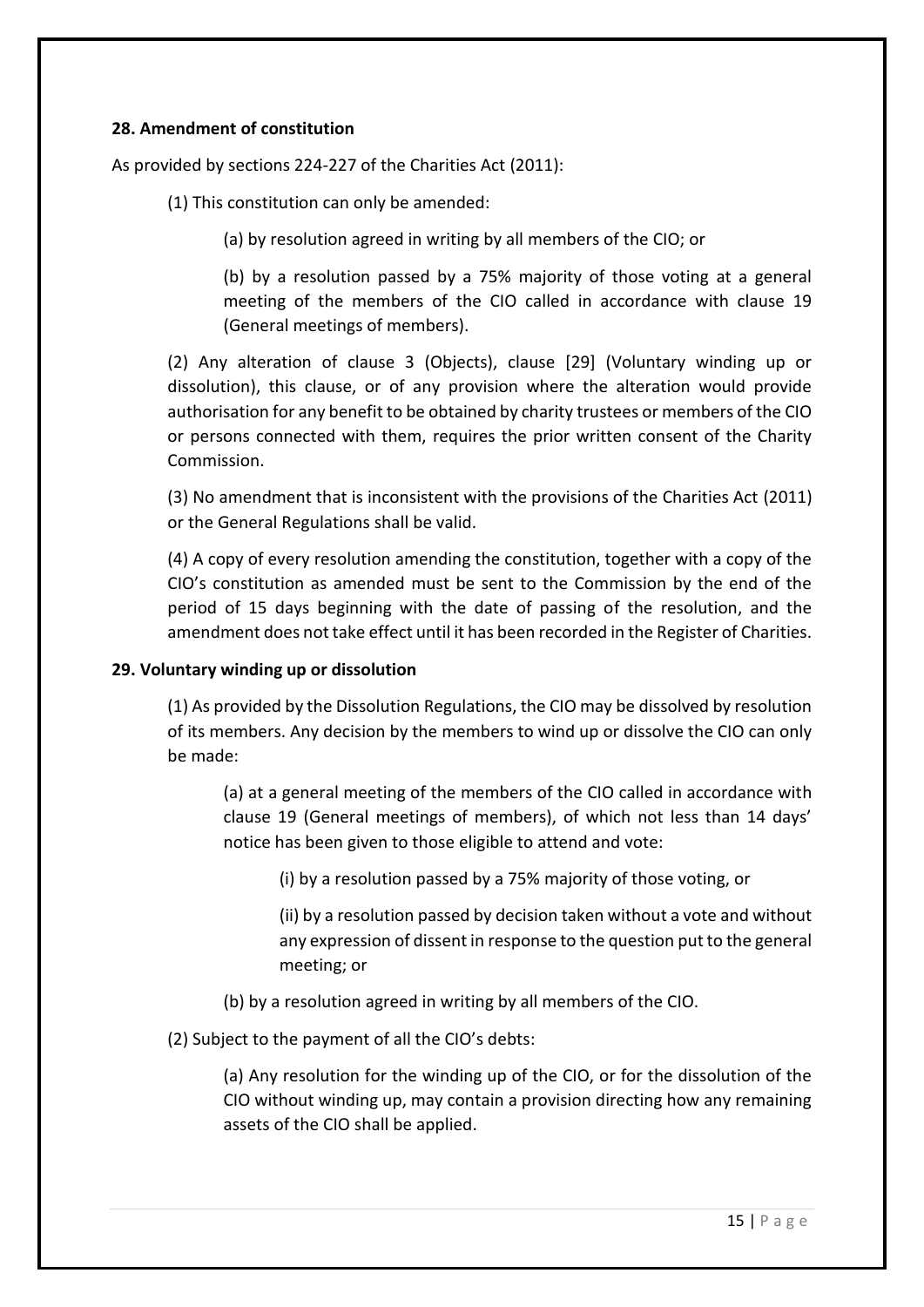**28. Amendment of constitution**

As provided by sections 224-227 of the Charities Act (2011):

(1) This constitution can only be amended:

(a) by resolution agreed in writing by all members of the CIO; or

(b) by a resolution passed by a 75% majority of those voting at a general meeting of the members of the CIO called in accordance with clause 19 (General meetings of members).

(2) Any alteration of clause 3 (Objects), clause [29] (Voluntary winding up or dissolution), this clause, or of any provision where the alteration would provide authorisation for any benefit to be obtained by charity trustees or members of the CIO or persons connected with them, requires the prior written consent of the Charity Commission.

(3) No amendment that is inconsistent with the provisions of the Charities Act (2011) or the General Regulations shall be valid.

(4) A copy of every resolution amending the constitution, together with a copy of the CIO's constitution as amended must be sent to the Commission by the end of the period of 15 days beginning with the date of passing of the resolution, and the amendment does not take effect until it has been recorded in the Register of Charities.

**29. Voluntary winding up or dissolution**

(1) As provided by the Dissolution Regulations, the CIO may be dissolved by resolution of its members. Any decision by the members to wind up or dissolve the CIO can only be made:

(a) at a general meeting of the members of the CIO called in accordance with clause 19 (General meetings of members), of which not less than 14 days' notice has been given to those eligible to attend and vote:

(i) by a resolution passed by a 75% majority of those voting, or

(ii) by a resolution passed by decision taken without a vote and without any expression of dissent in response to the question put to the general meeting; or

(b) by a resolution agreed in writing by all members of the CIO.

(2) Subject to the payment of all the CIO's debts:

(a) Any resolution for the winding up of the CIO, or for the dissolution of the CIO without winding up, may contain a provision directing how any remaining assets of the CIO shall be applied.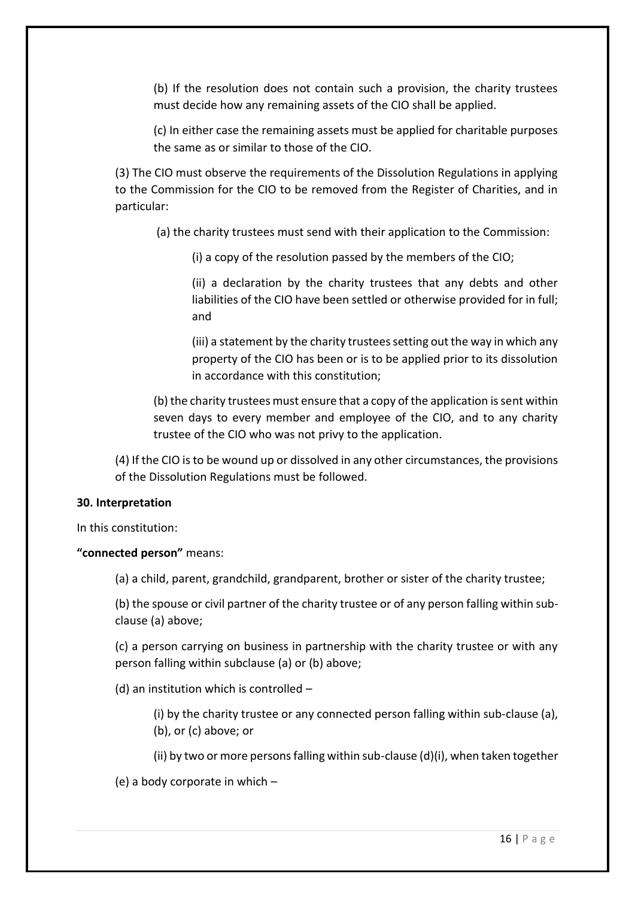(b) If the resolution does not contain such a provision, the charity trustees must decide how any remaining assets of the CIO shall be applied.

(c) In either case the remaining assets must be applied for charitable purposes the same as or similar to those of the CIO.

(3) The CIO must observe the requirements of the Dissolution Regulations in applying to the Commission for the CIO to be removed from the Register of Charities, and in particular:

(a) the charity trustees must send with their application to the Commission:

(i) a copy of the resolution passed by the members of the CIO;

(ii) a declaration by the charity trustees that any debts and other liabilities of the CIO have been settled or otherwise provided for in full; and

(iii) a statement by the charity trustees setting out the way in which any property of the CIO has been or is to be applied prior to its dissolution in accordance with this constitution;

(b) the charity trustees must ensure that a copy of the application is sent within seven days to every member and employee of the CIO, and to any charity trustee of the CIO who was not privy to the application.

(4) If the CIO is to be wound up or dissolved in any other circumstances, the provisions of the Dissolution Regulations must be followed.

**30. Interpretation**

In this constitution:

**"connected person"** means:

(a) a child, parent, grandchild, grandparent, brother or sister of the charity trustee;

(b) the spouse or civil partner of the charity trustee or of any person falling within sub-clause (a) above;

(c) a person carrying on business in partnership with the charity trustee or with any person falling within subclause (a) or (b) above;

(d) an institution which is controlled –

(i) by the charity trustee or any connected person falling within sub-clause (a), (b), or (c) above; or

(ii) by two or more persons falling within sub-clause (d)(i), when taken together

(e) a body corporate in which –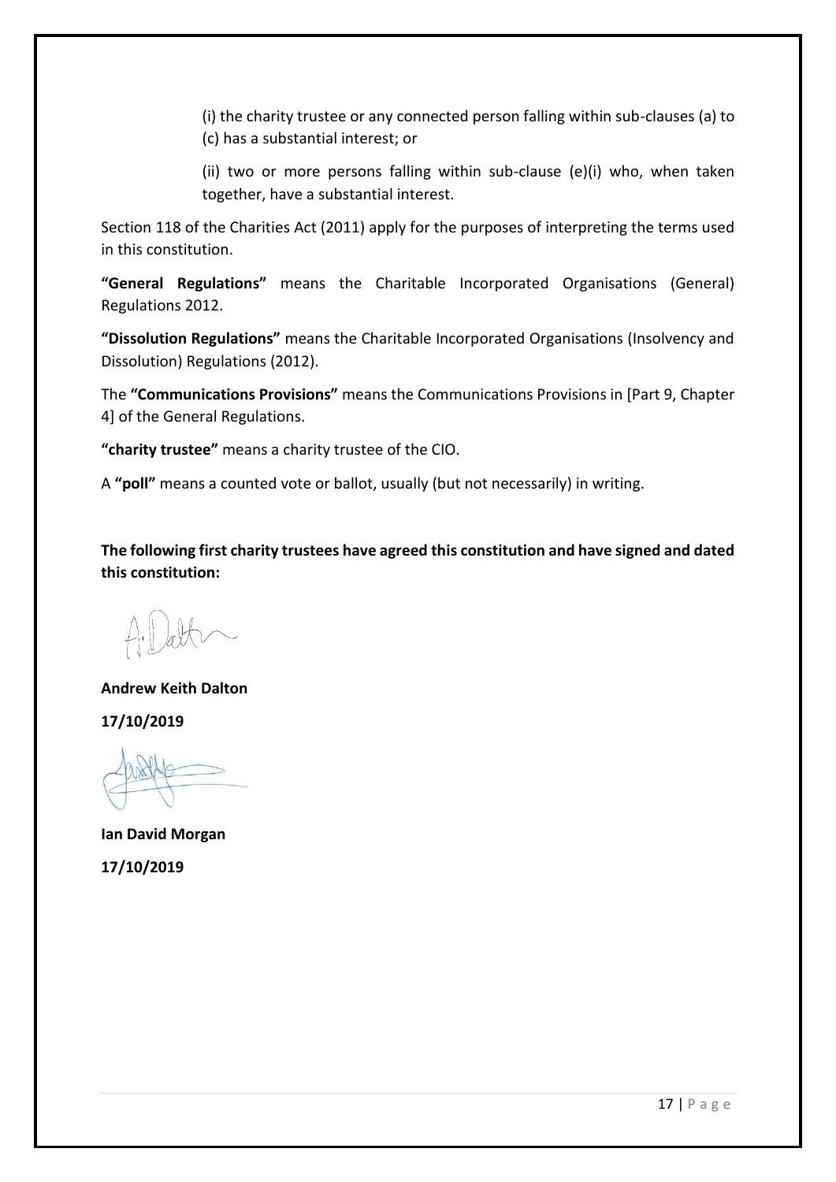(i) the charity trustee or any connected person falling within sub-clauses (a) to (c) has a substantial interest; or

(ii) two or more persons falling within sub-clause (e)(i) who, when taken together, have a substantial interest.

Section 118 of the Charities Act (2011) apply for the purposes of interpreting the terms used in this constitution.

**"General Regulations"** means the Charitable Incorporated Organisations (General) Regulations 2012.

**"Dissolution Regulations"** means the Charitable Incorporated Organisations (Insolvency and Dissolution) Regulations (2012).

The **"Communications Provisions"** means the Communications Provisions in [Part 9, Chapter 4] of the General Regulations.

**"charity trustee"** means a charity trustee of the CIO.

A **"poll"** means a counted vote or ballot, usually (but not necessarily) in writing.

**The following first charity trustees have agreed this constitution and have signed and dated this constitution:**

**Andrew Keith Dalton**

**17/10/2019**

**Ian David Morgan**

**17/10/2019**